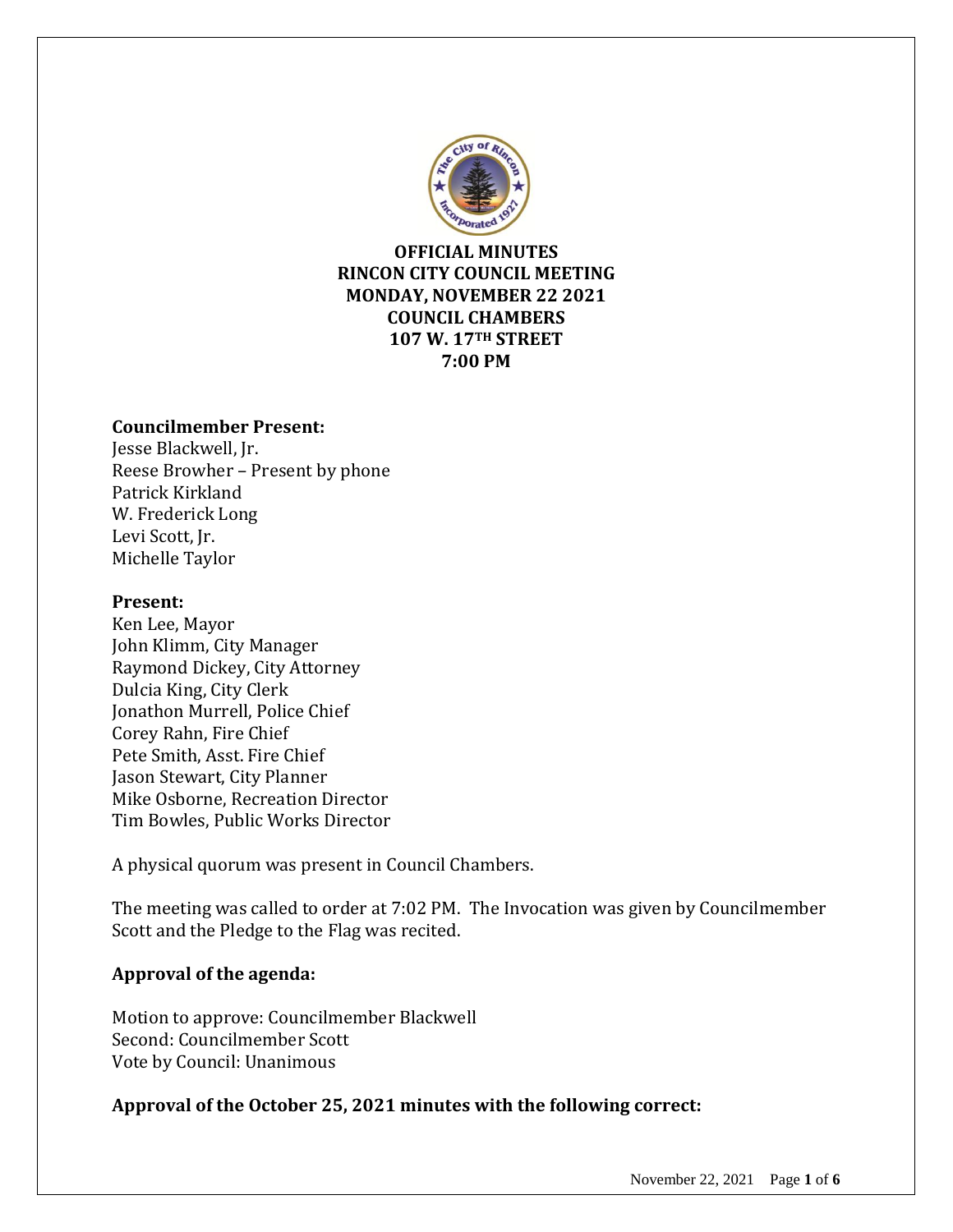**OFFICIAL MINUTES**
**RINCON CITY COUNCIL MEETING**
**MONDAY, NOVEMBER 22 2021**
**COUNCIL CHAMBERS**
**107 W. 17TH STREET**
**7:00 PM**

**Councilmember Present:**
Jesse Blackwell, Jr.
Reese Browher – Present by phone
Patrick Kirkland
W. Frederick Long
Levi Scott, Jr.
Michelle Taylor

**Present:**
Ken Lee, Mayor
John Klimm, City Manager
Raymond Dickey, City Attorney
Dulcia King, City Clerk
Jonathon Murrell, Police Chief
Corey Rahn, Fire Chief
Pete Smith, Asst. Fire Chief
Jason Stewart, City Planner
Mike Osborne, Recreation Director
Tim Bowles, Public Works Director

A physical quorum was present in Council Chambers.

The meeting was called to order at 7:02 PM. The Invocation was given by Councilmember Scott and the Pledge to the Flag was recited.

**Approval of the agenda:**

Motion to approve: Councilmember Blackwell
Second: Councilmember Scott
Vote by Council: Unanimous

**Approval of the October 25, 2021 minutes with the following correct:**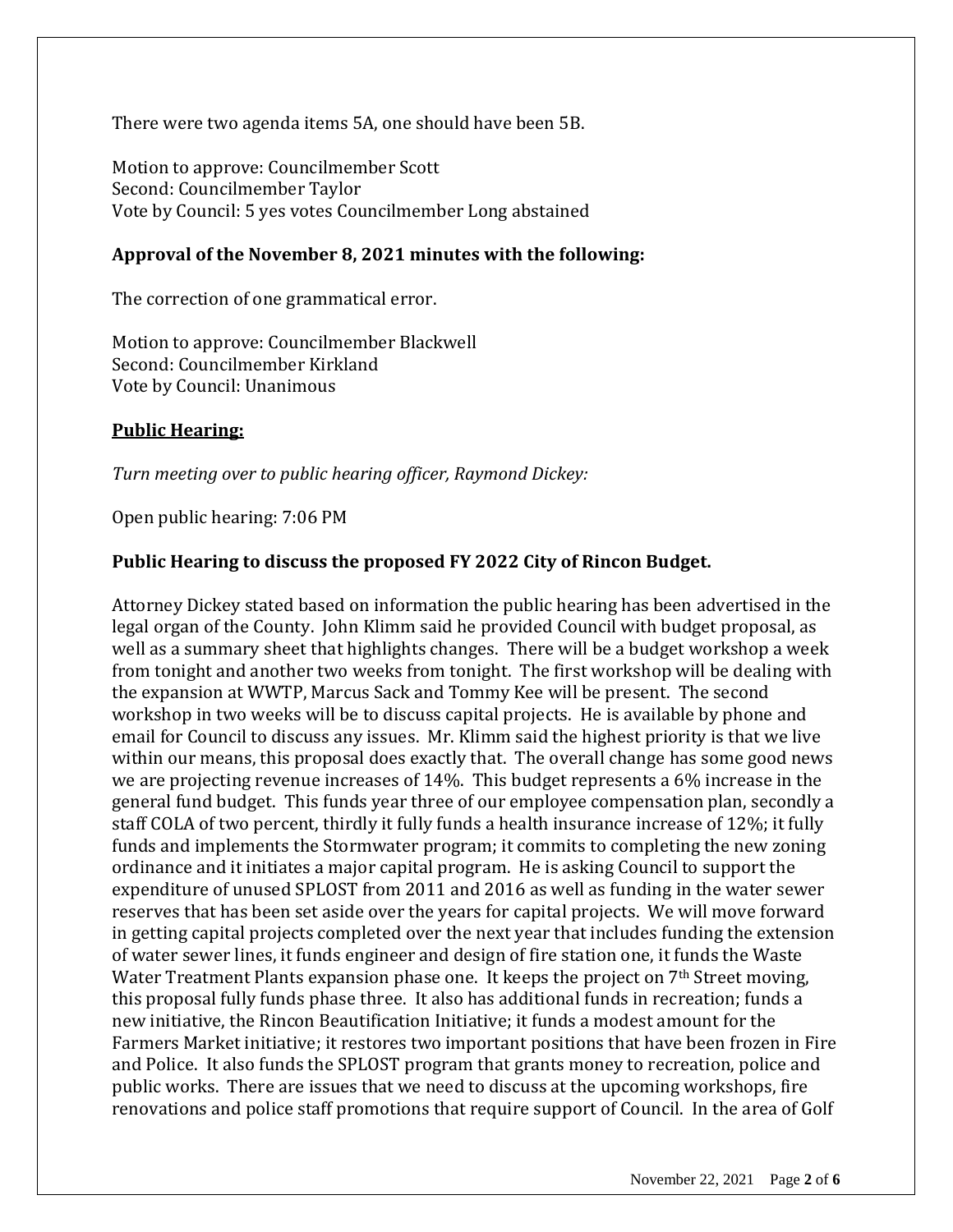There were two agenda items 5A, one should have been 5B.

Motion to approve: Councilmember Scott
Second: Councilmember Taylor
Vote by Council: 5 yes votes Councilmember Long abstained

**Approval of the November 8, 2021 minutes with the following:**

The correction of one grammatical error.

Motion to approve: Councilmember Blackwell
Second: Councilmember Kirkland
Vote by Council: Unanimous

**Public Hearing:**

*Turn meeting over to public hearing officer, Raymond Dickey:*

Open public hearing: 7:06 PM

**Public Hearing to discuss the proposed FY 2022 City of Rincon Budget.**

Attorney Dickey stated based on information the public hearing has been advertised in the legal organ of the County. John Klimm said he provided Council with budget proposal, as well as a summary sheet that highlights changes. There will be a budget workshop a week from tonight and another two weeks from tonight. The first workshop will be dealing with the expansion at WWTP, Marcus Sack and Tommy Kee will be present. The second workshop in two weeks will be to discuss capital projects. He is available by phone and email for Council to discuss any issues. Mr. Klimm said the highest priority is that we live within our means, this proposal does exactly that. The overall change has some good news we are projecting revenue increases of 14%. This budget represents a 6% increase in the general fund budget. This funds year three of our employee compensation plan, secondly a staff COLA of two percent, thirdly it fully funds a health insurance increase of 12%; it fully funds and implements the Stormwater program; it commits to completing the new zoning ordinance and it initiates a major capital program. He is asking Council to support the expenditure of unused SPLOST from 2011 and 2016 as well as funding in the water sewer reserves that has been set aside over the years for capital projects. We will move forward in getting capital projects completed over the next year that includes funding the extension of water sewer lines, it funds engineer and design of fire station one, it funds the Waste Water Treatment Plants expansion phase one. It keeps the project on 7th Street moving, this proposal fully funds phase three. It also has additional funds in recreation; funds a new initiative, the Rincon Beautification Initiative; it funds a modest amount for the Farmers Market initiative; it restores two important positions that have been frozen in Fire and Police. It also funds the SPLOST program that grants money to recreation, police and public works. There are issues that we need to discuss at the upcoming workshops, fire renovations and police staff promotions that require support of Council. In the area of Golf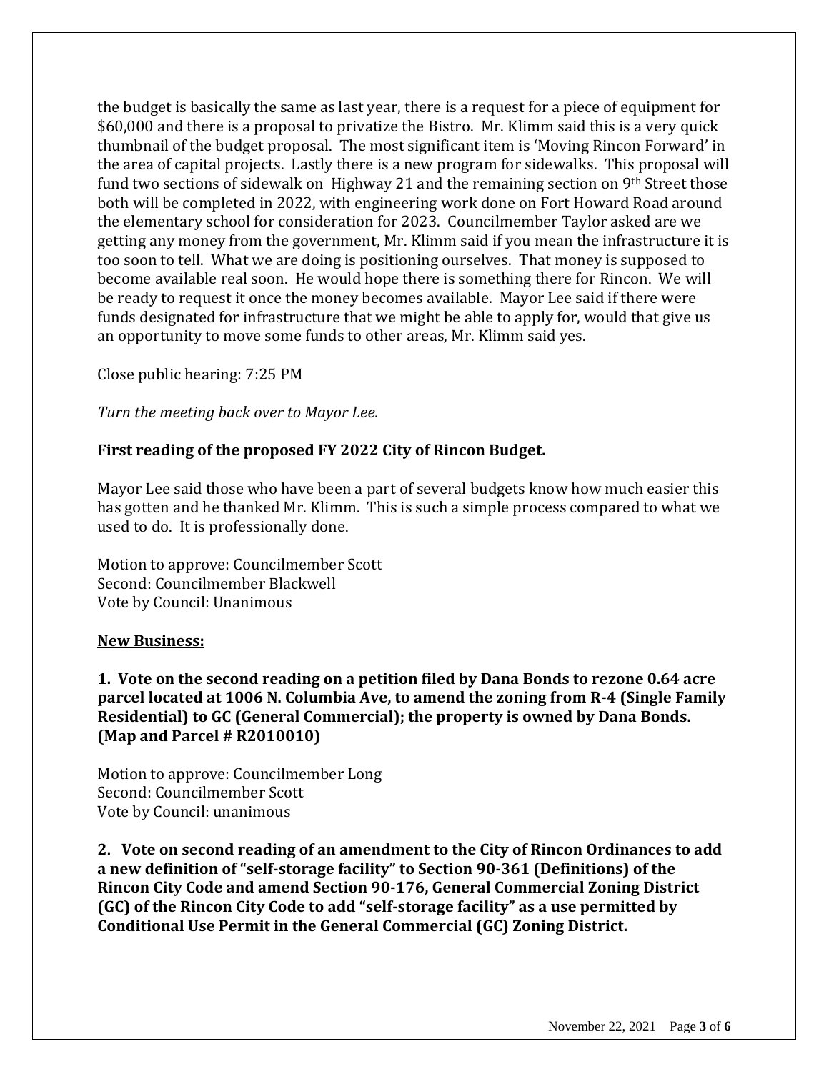the budget is basically the same as last year, there is a request for a piece of equipment for \$60,000 and there is a proposal to privatize the Bistro. Mr. Klimm said this is a very quick thumbnail of the budget proposal. The most significant item is 'Moving Rincon Forward' in the area of capital projects. Lastly there is a new program for sidewalks. This proposal will fund two sections of sidewalk on Highway 21 and the remaining section on 9th Street those both will be completed in 2022, with engineering work done on Fort Howard Road around the elementary school for consideration for 2023. Councilmember Taylor asked are we getting any money from the government, Mr. Klimm said if you mean the infrastructure it is too soon to tell. What we are doing is positioning ourselves. That money is supposed to become available real soon. He would hope there is something there for Rincon. We will be ready to request it once the money becomes available. Mayor Lee said if there were funds designated for infrastructure that we might be able to apply for, would that give us an opportunity to move some funds to other areas, Mr. Klimm said yes.

Close public hearing: 7:25 PM

*Turn the meeting back over to Mayor Lee.*

**First reading of the proposed FY 2022 City of Rincon Budget.**

Mayor Lee said those who have been a part of several budgets know how much easier this has gotten and he thanked Mr. Klimm. This is such a simple process compared to what we used to do. It is professionally done.

Motion to approve: Councilmember Scott
Second: Councilmember Blackwell
Vote by Council: Unanimous

**New Business:**

**1. Vote on the second reading on a petition filed by Dana Bonds to rezone 0.64 acre parcel located at 1006 N. Columbia Ave, to amend the zoning from R-4 (Single Family Residential) to GC (General Commercial); the property is owned by Dana Bonds. (Map and Parcel # R2010010)**

Motion to approve: Councilmember Long
Second: Councilmember Scott
Vote by Council: unanimous

**2. Vote on second reading of an amendment to the City of Rincon Ordinances to add a new definition of "self-storage facility" to Section 90-361 (Definitions) of the Rincon City Code and amend Section 90-176, General Commercial Zoning District (GC) of the Rincon City Code to add "self-storage facility" as a use permitted by Conditional Use Permit in the General Commercial (GC) Zoning District.**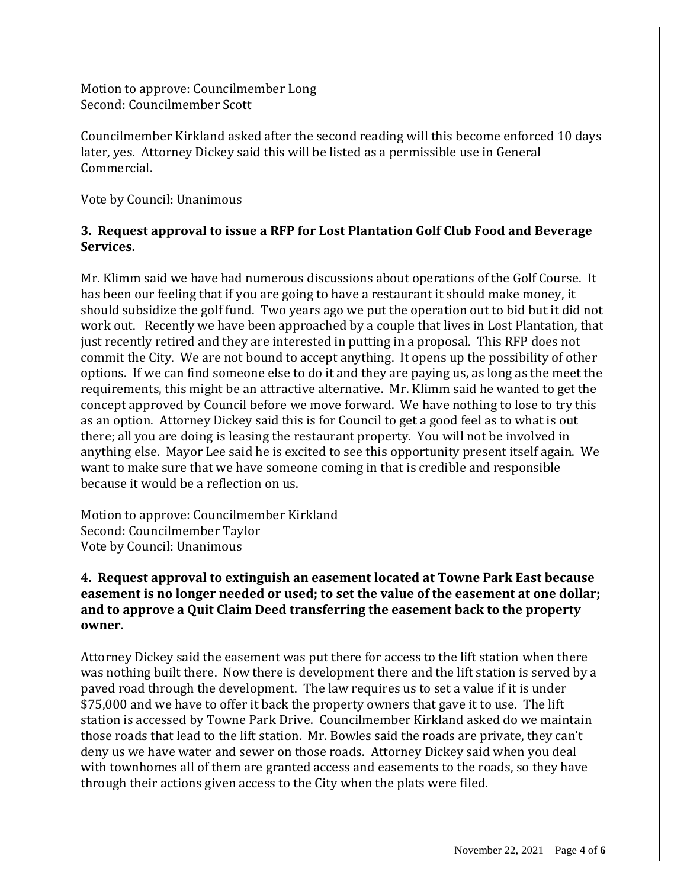Motion to approve: Councilmember Long
Second: Councilmember Scott

Councilmember Kirkland asked after the second reading will this become enforced 10 days later, yes. Attorney Dickey said this will be listed as a permissible use in General Commercial.

Vote by Council: Unanimous

**3. Request approval to issue a RFP for Lost Plantation Golf Club Food and Beverage Services.**

Mr. Klimm said we have had numerous discussions about operations of the Golf Course. It has been our feeling that if you are going to have a restaurant it should make money, it should subsidize the golf fund. Two years ago we put the operation out to bid but it did not work out. Recently we have been approached by a couple that lives in Lost Plantation, that just recently retired and they are interested in putting in a proposal. This RFP does not commit the City. We are not bound to accept anything. It opens up the possibility of other options. If we can find someone else to do it and they are paying us, as long as the meet the requirements, this might be an attractive alternative. Mr. Klimm said he wanted to get the concept approved by Council before we move forward. We have nothing to lose to try this as an option. Attorney Dickey said this is for Council to get a good feel as to what is out there; all you are doing is leasing the restaurant property. You will not be involved in anything else. Mayor Lee said he is excited to see this opportunity present itself again. We want to make sure that we have someone coming in that is credible and responsible because it would be a reflection on us.

Motion to approve: Councilmember Kirkland
Second: Councilmember Taylor
Vote by Council: Unanimous

**4. Request approval to extinguish an easement located at Towne Park East because easement is no longer needed or used; to set the value of the easement at one dollar; and to approve a Quit Claim Deed transferring the easement back to the property owner.**

Attorney Dickey said the easement was put there for access to the lift station when there was nothing built there. Now there is development there and the lift station is served by a paved road through the development. The law requires us to set a value if it is under \$75,000 and we have to offer it back the property owners that gave it to use. The lift station is accessed by Towne Park Drive. Councilmember Kirkland asked do we maintain those roads that lead to the lift station. Mr. Bowles said the roads are private, they can't deny us we have water and sewer on those roads. Attorney Dickey said when you deal with townhomes all of them are granted access and easements to the roads, so they have through their actions given access to the City when the plats were filed.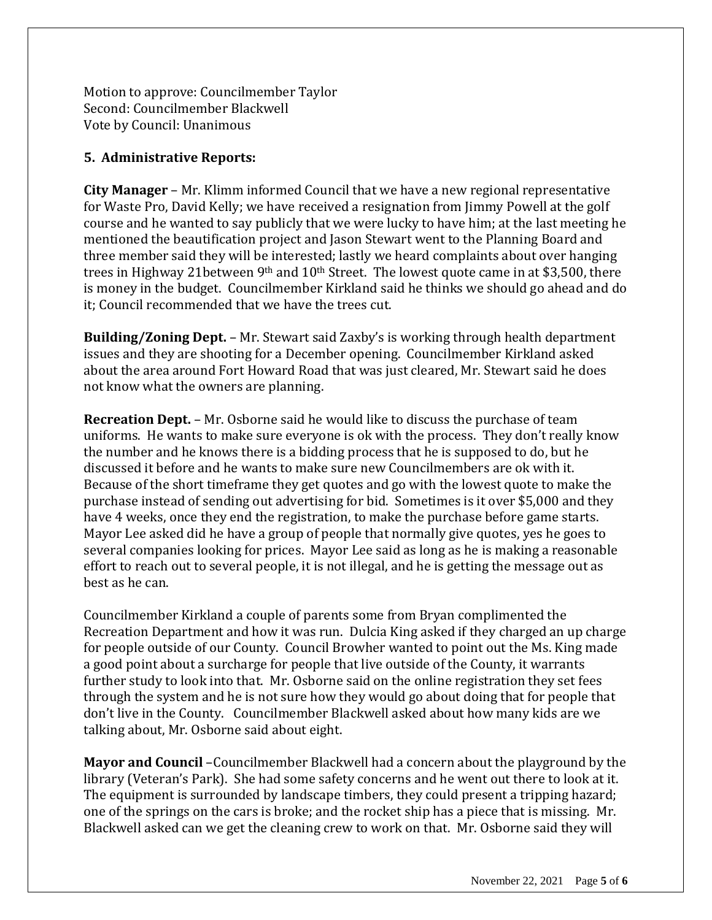Motion to approve: Councilmember Taylor
Second: Councilmember Blackwell
Vote by Council: Unanimous

## 5. Administrative Reports:

**City Manager** – Mr. Klimm informed Council that we have a new regional representative for Waste Pro, David Kelly; we have received a resignation from Jimmy Powell at the golf course and he wanted to say publicly that we were lucky to have him; at the last meeting he mentioned the beautification project and Jason Stewart went to the Planning Board and three member said they will be interested; lastly we heard complaints about over hanging trees in Highway 21between 9th and 10th Street. The lowest quote came in at $3,500, there is money in the budget. Councilmember Kirkland said he thinks we should go ahead and do it; Council recommended that we have the trees cut.

**Building/Zoning Dept.** – Mr. Stewart said Zaxby's is working through health department issues and they are shooting for a December opening. Councilmember Kirkland asked about the area around Fort Howard Road that was just cleared, Mr. Stewart said he does not know what the owners are planning.

**Recreation Dept.** – Mr. Osborne said he would like to discuss the purchase of team uniforms. He wants to make sure everyone is ok with the process. They don't really know the number and he knows there is a bidding process that he is supposed to do, but he discussed it before and he wants to make sure new Councilmembers are ok with it. Because of the short timeframe they get quotes and go with the lowest quote to make the purchase instead of sending out advertising for bid. Sometimes is it over $5,000 and they have 4 weeks, once they end the registration, to make the purchase before game starts. Mayor Lee asked did he have a group of people that normally give quotes, yes he goes to several companies looking for prices. Mayor Lee said as long as he is making a reasonable effort to reach out to several people, it is not illegal, and he is getting the message out as best as he can.

Councilmember Kirkland a couple of parents some from Bryan complimented the Recreation Department and how it was run. Dulcia King asked if they charged an up charge for people outside of our County. Council Browher wanted to point out the Ms. King made a good point about a surcharge for people that live outside of the County, it warrants further study to look into that. Mr. Osborne said on the online registration they set fees through the system and he is not sure how they would go about doing that for people that don't live in the County. Councilmember Blackwell asked about how many kids are we talking about, Mr. Osborne said about eight.

**Mayor and Council** –Councilmember Blackwell had a concern about the playground by the library (Veteran's Park). She had some safety concerns and he went out there to look at it. The equipment is surrounded by landscape timbers, they could present a tripping hazard; one of the springs on the cars is broke; and the rocket ship has a piece that is missing. Mr. Blackwell asked can we get the cleaning crew to work on that. Mr. Osborne said they will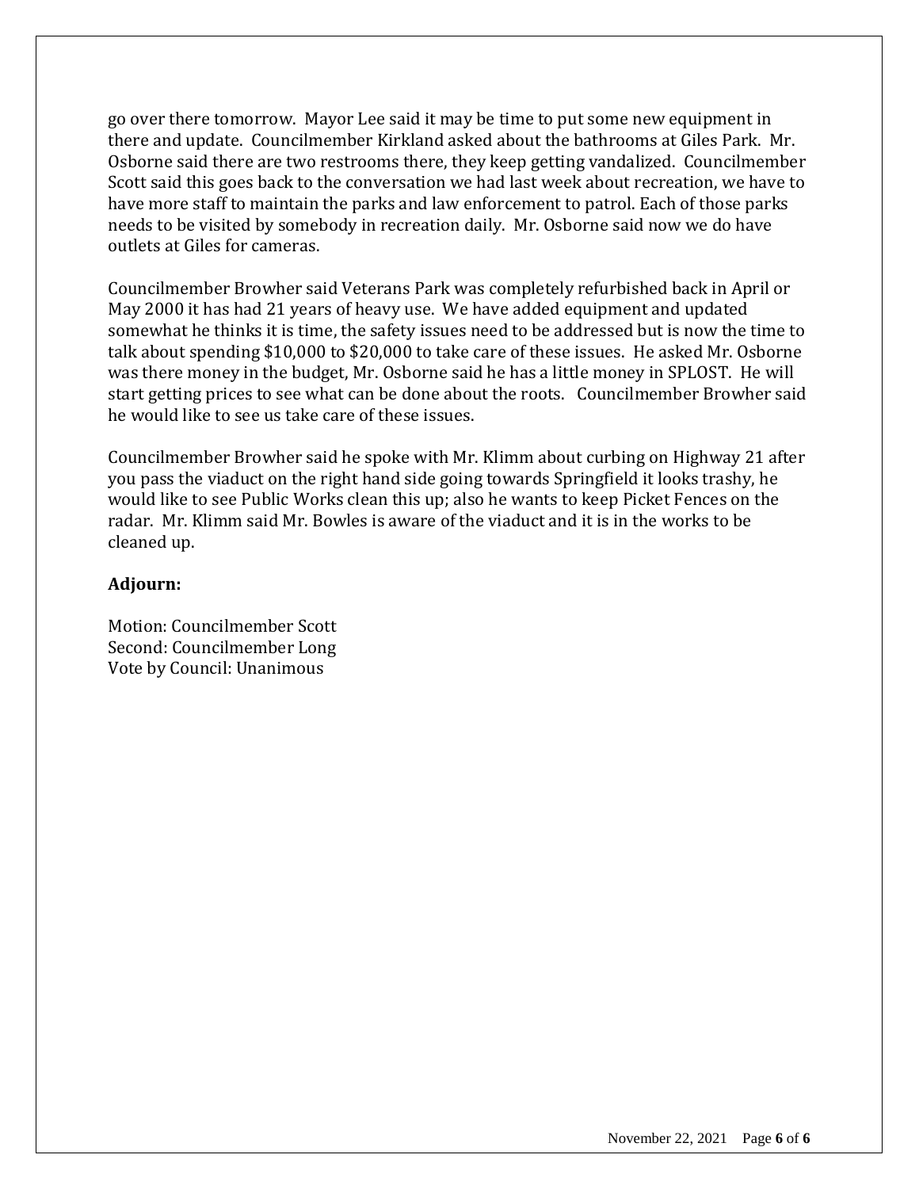go over there tomorrow. Mayor Lee said it may be time to put some new equipment in there and update. Councilmember Kirkland asked about the bathrooms at Giles Park. Mr. Osborne said there are two restrooms there, they keep getting vandalized. Councilmember Scott said this goes back to the conversation we had last week about recreation, we have to have more staff to maintain the parks and law enforcement to patrol. Each of those parks needs to be visited by somebody in recreation daily. Mr. Osborne said now we do have outlets at Giles for cameras.

Councilmember Browher said Veterans Park was completely refurbished back in April or May 2000 it has had 21 years of heavy use. We have added equipment and updated somewhat he thinks it is time, the safety issues need to be addressed but is now the time to talk about spending $10,000 to $20,000 to take care of these issues. He asked Mr. Osborne was there money in the budget, Mr. Osborne said he has a little money in SPLOST. He will start getting prices to see what can be done about the roots. Councilmember Browher said he would like to see us take care of these issues.

Councilmember Browher said he spoke with Mr. Klimm about curbing on Highway 21 after you pass the viaduct on the right hand side going towards Springfield it looks trashy, he would like to see Public Works clean this up; also he wants to keep Picket Fences on the radar. Mr. Klimm said Mr. Bowles is aware of the viaduct and it is in the works to be cleaned up.

**Adjourn:**

Motion: Councilmember Scott
Second: Councilmember Long
Vote by Council: Unanimous